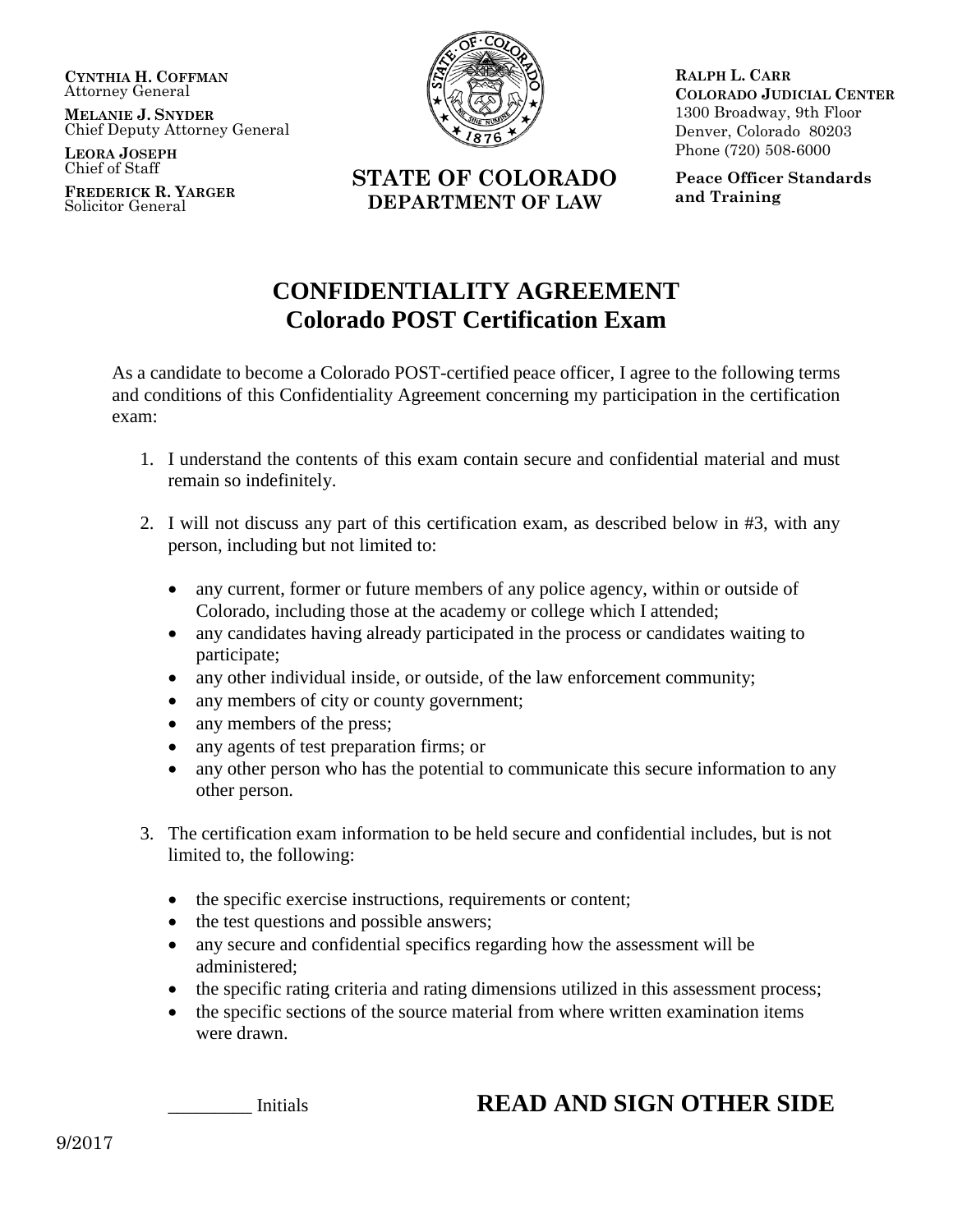**CYNTHIA H. COFFMAN**
Attorney General

**MELANIE J. SNYDER**
Chief Deputy Attorney General

**LEORA JOSEPH**
Chief of Staff

**FREDERICK R. YARGER**
Solicitor General

**STATE OF COLORADO**
**DEPARTMENT OF LAW**

**RALPH L. CARR**
**COLORADO JUDICIAL CENTER**
1300 Broadway, 9th Floor
Denver, Colorado 80203
Phone (720) 508-6000

**Peace Officer Standards and Training**

# CONFIDENTIALITY AGREEMENT
## Colorado POST Certification Exam

As a candidate to become a Colorado POST-certified peace officer, I agree to the following terms and conditions of this Confidentiality Agreement concerning my participation in the certification exam:

1. I understand the contents of this exam contain secure and confidential material and must remain so indefinitely.

2. I will not discuss any part of this certification exam, as described below in #3, with any person, including but not limited to:

   - any current, former or future members of any police agency, within or outside of Colorado, including those at the academy or college which I attended;
   - any candidates having already participated in the process or candidates waiting to participate;
   - any other individual inside, or outside, of the law enforcement community;
   - any members of city or county government;
   - any members of the press;
   - any agents of test preparation firms; or
   - any other person who has the potential to communicate this secure information to any other person.

3. The certification exam information to be held secure and confidential includes, but is not limited to, the following:

   - the specific exercise instructions, requirements or content;
   - the test questions and possible answers;
   - any secure and confidential specifics regarding how the assessment will be administered;
   - the specific rating criteria and rating dimensions utilized in this assessment process;
   - the specific sections of the source material from where written examination items were drawn.

________ Initials

**READ AND SIGN OTHER SIDE**

9/2017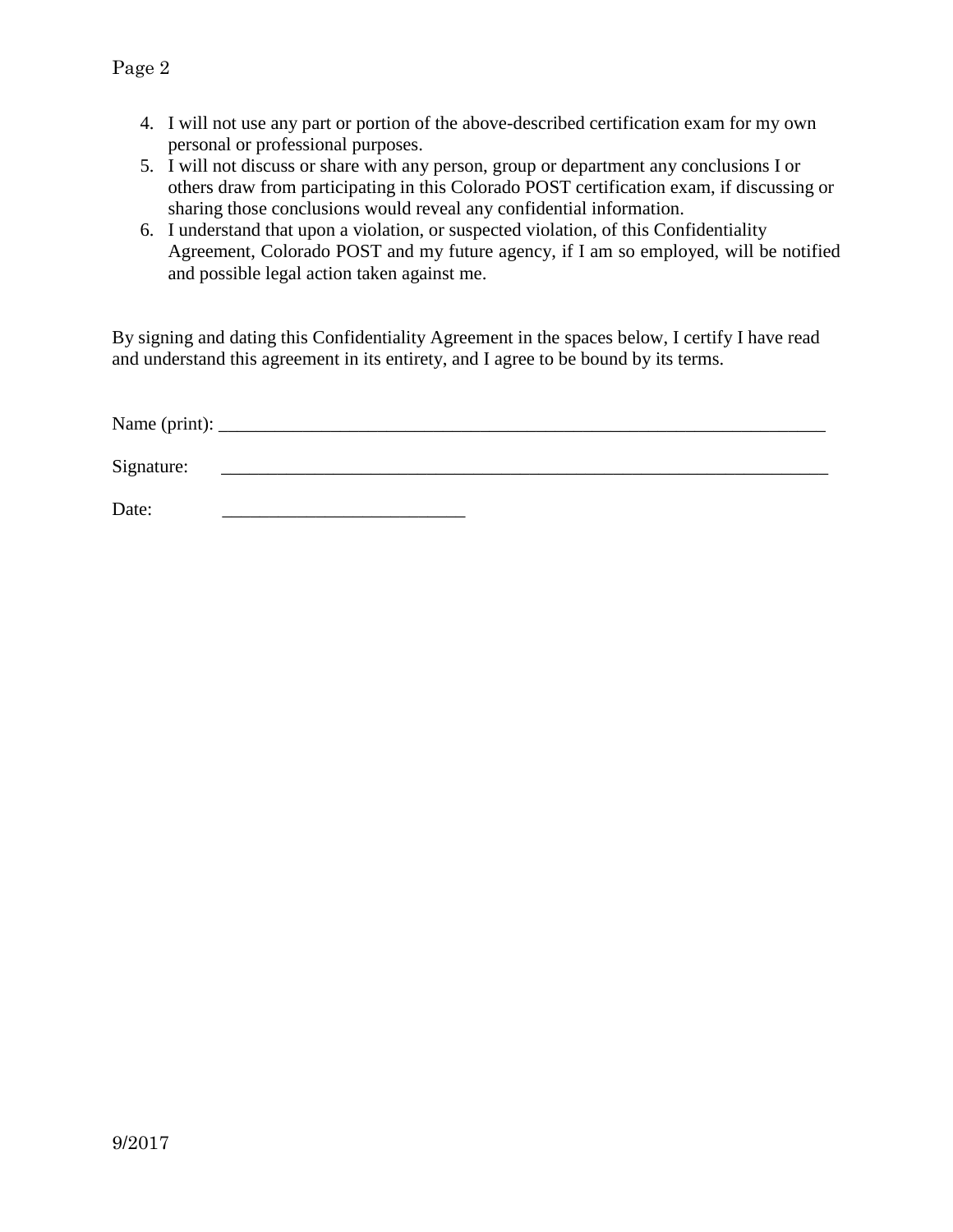4. I will not use any part or portion of the above-described certification exam for my own personal or professional purposes.
5. I will not discuss or share with any person, group or department any conclusions I or others draw from participating in this Colorado POST certification exam, if discussing or sharing those conclusions would reveal any confidential information.
6. I understand that upon a violation, or suspected violation, of this Confidentiality Agreement, Colorado POST and my future agency, if I am so employed, will be notified and possible legal action taken against me.

By signing and dating this Confidentiality Agreement in the spaces below, I certify I have read and understand this agreement in its entirety, and I agree to be bound by its terms.

Name (print): ______________________________________________________________________

Signature: ______________________________________________________________________

Date: __________________________

9/2017